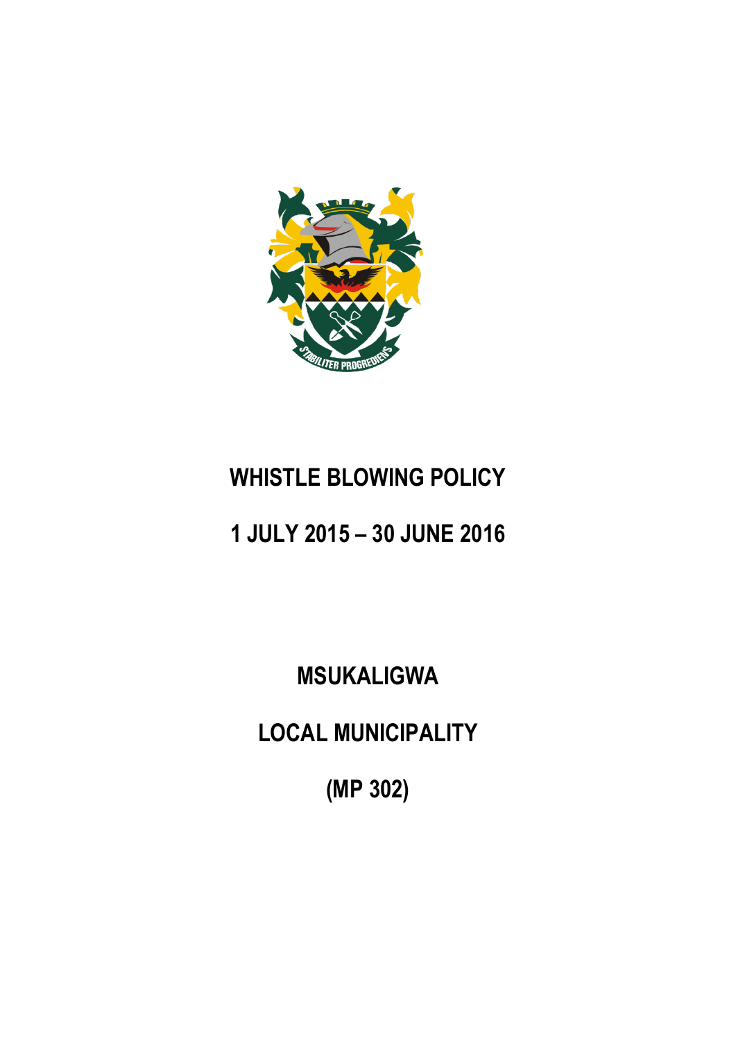# WHISTLE BLOWING POLICY

# 1 JULY 2015 – 30 JUNE 2016

# MSUKALIGWA

# LOCAL MUNICIPALITY

# (MP 302)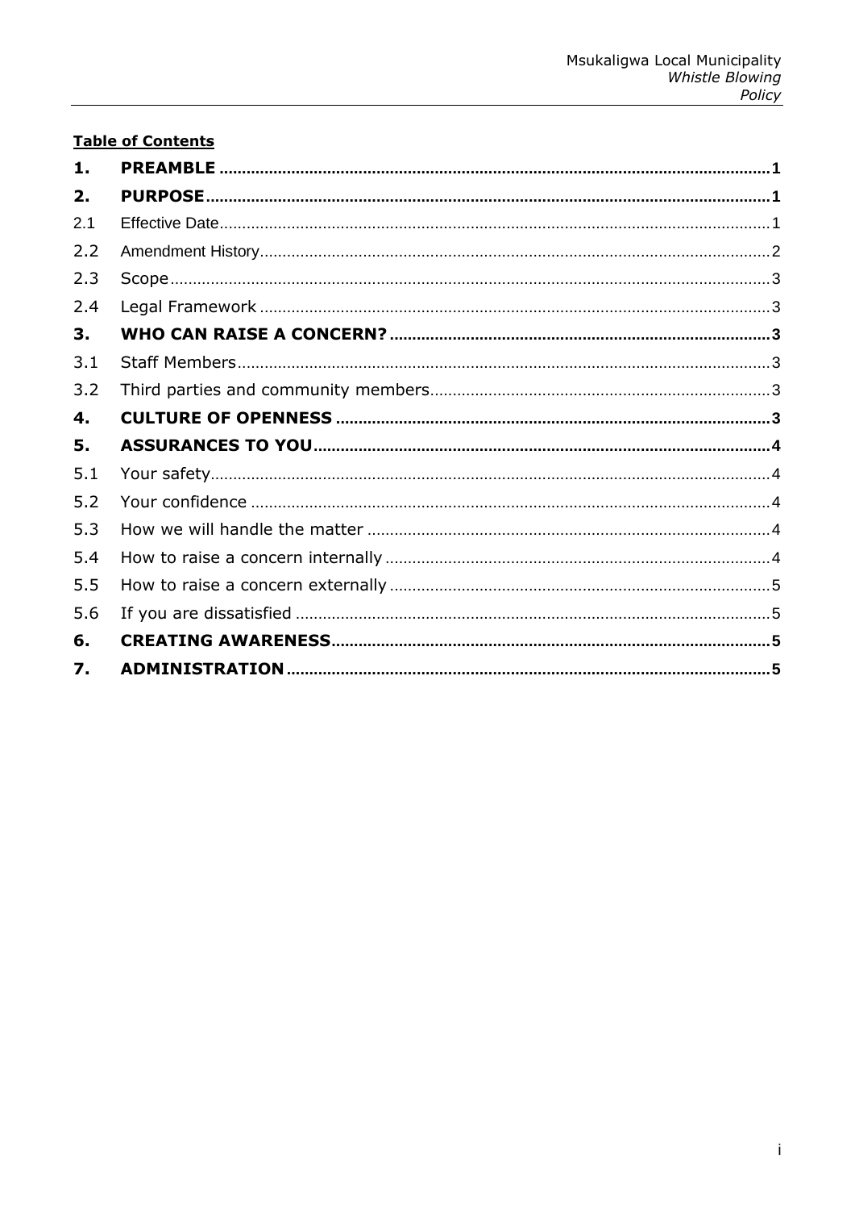**Table of Contents**

| | | |
|---|---|---|
| **1.** | **PREAMBLE** | **1** |
| **2.** | **PURPOSE** | **1** |
| 2.1 | Effective Date | 1 |
| 2.2 | Amendment History | 2 |
| 2.3 | Scope | 3 |
| 2.4 | Legal Framework | 3 |
| **3.** | **WHO CAN RAISE A CONCERN?** | **3** |
| 3.1 | Staff Members | 3 |
| 3.2 | Third parties and community members | 3 |
| **4.** | **CULTURE OF OPENNESS** | **3** |
| **5.** | **ASSURANCES TO YOU** | **4** |
| 5.1 | Your safety | 4 |
| 5.2 | Your confidence | 4 |
| 5.3 | How we will handle the matter | 4 |
| 5.4 | How to raise a concern internally | 4 |
| 5.5 | How to raise a concern externally | 5 |
| 5.6 | If you are dissatisfied | 5 |
| **6.** | **CREATING AWARENESS** | **5** |
| **7.** | **ADMINISTRATION** | **5** |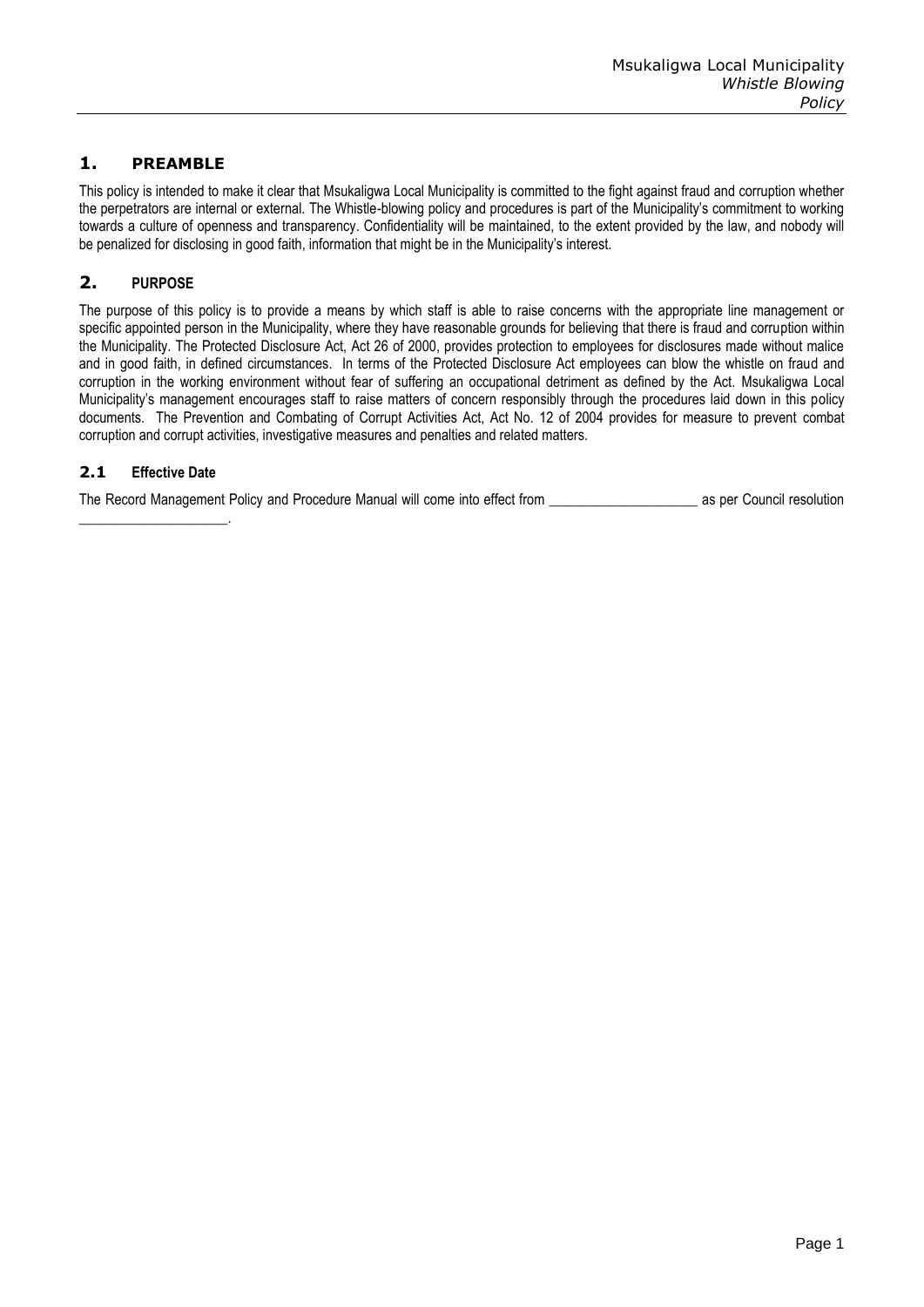## 1. PREAMBLE

This policy is intended to make it clear that Msukaligwa Local Municipality is committed to the fight against fraud and corruption whether the perpetrators are internal or external. The Whistle-blowing policy and procedures is part of the Municipality's commitment to working towards a culture of openness and transparency. Confidentiality will be maintained, to the extent provided by the law, and nobody will be penalized for disclosing in good faith, information that might be in the Municipality's interest.

## 2. PURPOSE

The purpose of this policy is to provide a means by which staff is able to raise concerns with the appropriate line management or specific appointed person in the Municipality, where they have reasonable grounds for believing that there is fraud and corruption within the Municipality. The Protected Disclosure Act, Act 26 of 2000, provides protection to employees for disclosures made without malice and in good faith, in defined circumstances. In terms of the Protected Disclosure Act employees can blow the whistle on fraud and corruption in the working environment without fear of suffering an occupational detriment as defined by the Act. Msukaligwa Local Municipality's management encourages staff to raise matters of concern responsibly through the procedures laid down in this policy documents. The Prevention and Combating of Corrupt Activities Act, Act No. 12 of 2004 provides for measure to prevent combat corruption and corrupt activities, investigative measures and penalties and related matters.

### 2.1 Effective Date

The Record Management Policy and Procedure Manual will come into effect from ____________________ as per Council resolution ____________________.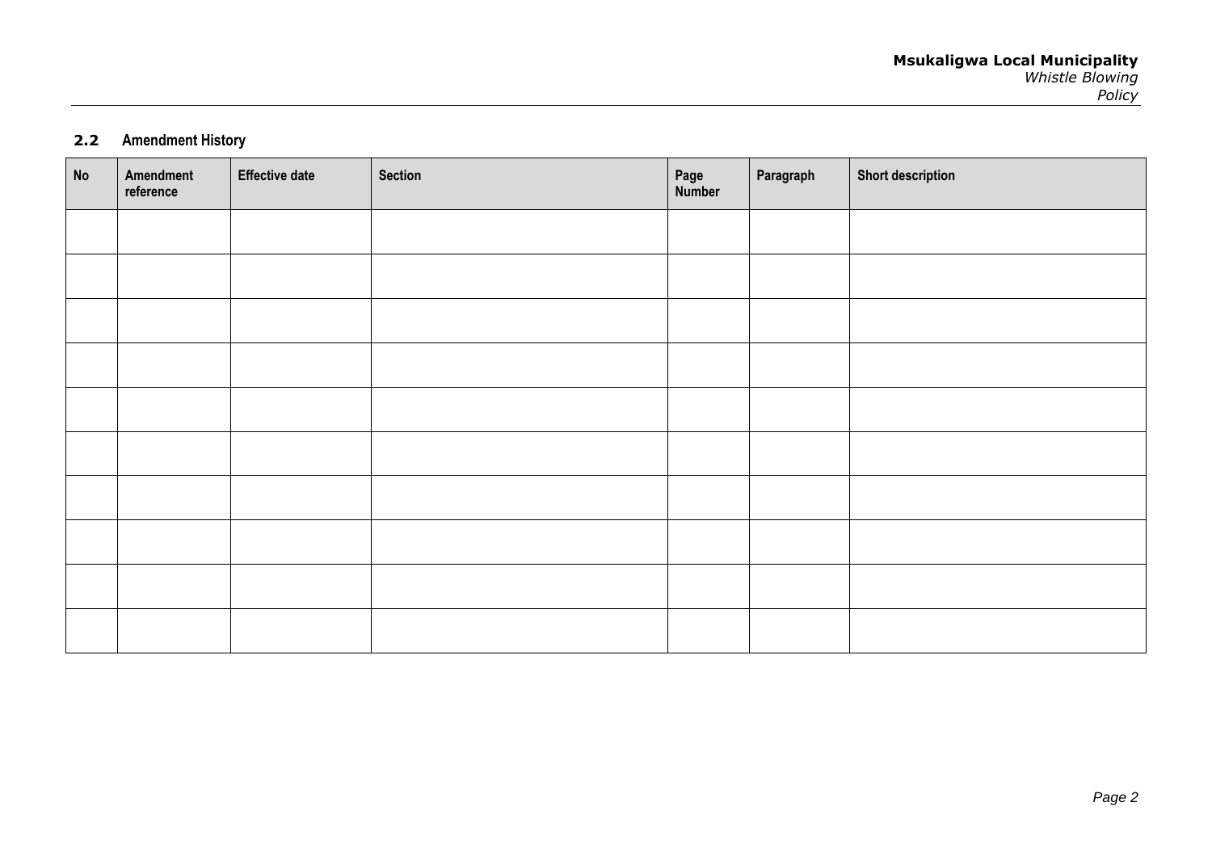## 2.2 Amendment History

| No | Amendment reference | Effective date | Section | Page Number | Paragraph | Short description |
|---|---|---|---|---|---|---|
| | | | | | | |
| | | | | | | |
| | | | | | | |
| | | | | | | |
| | | | | | | |
| | | | | | | |
| | | | | | | |
| | | | | | | |
| | | | | | | |
| | | | | | | |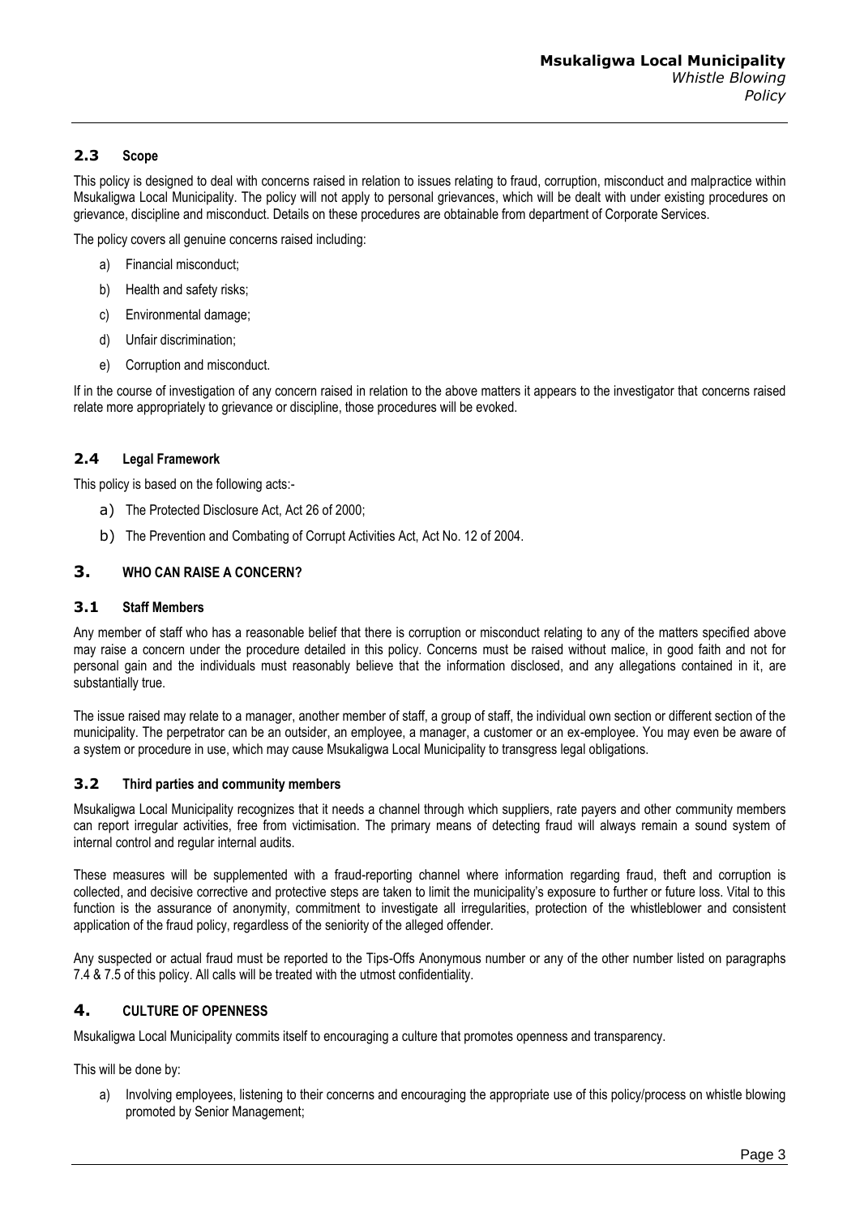### 2.3 Scope

This policy is designed to deal with concerns raised in relation to issues relating to fraud, corruption, misconduct and malpractice within Msukaligwa Local Municipality. The policy will not apply to personal grievances, which will be dealt with under existing procedures on grievance, discipline and misconduct. Details on these procedures are obtainable from department of Corporate Services.

The policy covers all genuine concerns raised including:

a) Financial misconduct;

b) Health and safety risks;

c) Environmental damage;

d) Unfair discrimination;

e) Corruption and misconduct.

If in the course of investigation of any concern raised in relation to the above matters it appears to the investigator that concerns raised relate more appropriately to grievance or discipline, those procedures will be evoked.

### 2.4 Legal Framework

This policy is based on the following acts:-

a) The Protected Disclosure Act, Act 26 of 2000;

b) The Prevention and Combating of Corrupt Activities Act, Act No. 12 of 2004.

## 3. WHO CAN RAISE A CONCERN?

### 3.1 Staff Members

Any member of staff who has a reasonable belief that there is corruption or misconduct relating to any of the matters specified above may raise a concern under the procedure detailed in this policy. Concerns must be raised without malice, in good faith and not for personal gain and the individuals must reasonably believe that the information disclosed, and any allegations contained in it, are substantially true.

The issue raised may relate to a manager, another member of staff, a group of staff, the individual own section or different section of the municipality. The perpetrator can be an outsider, an employee, a manager, a customer or an ex-employee. You may even be aware of a system or procedure in use, which may cause Msukaligwa Local Municipality to transgress legal obligations.

### 3.2 Third parties and community members

Msukaligwa Local Municipality recognizes that it needs a channel through which suppliers, rate payers and other community members can report irregular activities, free from victimisation. The primary means of detecting fraud will always remain a sound system of internal control and regular internal audits.

These measures will be supplemented with a fraud-reporting channel where information regarding fraud, theft and corruption is collected, and decisive corrective and protective steps are taken to limit the municipality's exposure to further or future loss. Vital to this function is the assurance of anonymity, commitment to investigate all irregularities, protection of the whistleblower and consistent application of the fraud policy, regardless of the seniority of the alleged offender.

Any suspected or actual fraud must be reported to the Tips-Offs Anonymous number or any of the other number listed on paragraphs 7.4 & 7.5 of this policy. All calls will be treated with the utmost confidentiality.

## 4. CULTURE OF OPENNESS

Msukaligwa Local Municipality commits itself to encouraging a culture that promotes openness and transparency.

This will be done by:

a) Involving employees, listening to their concerns and encouraging the appropriate use of this policy/process on whistle blowing promoted by Senior Management;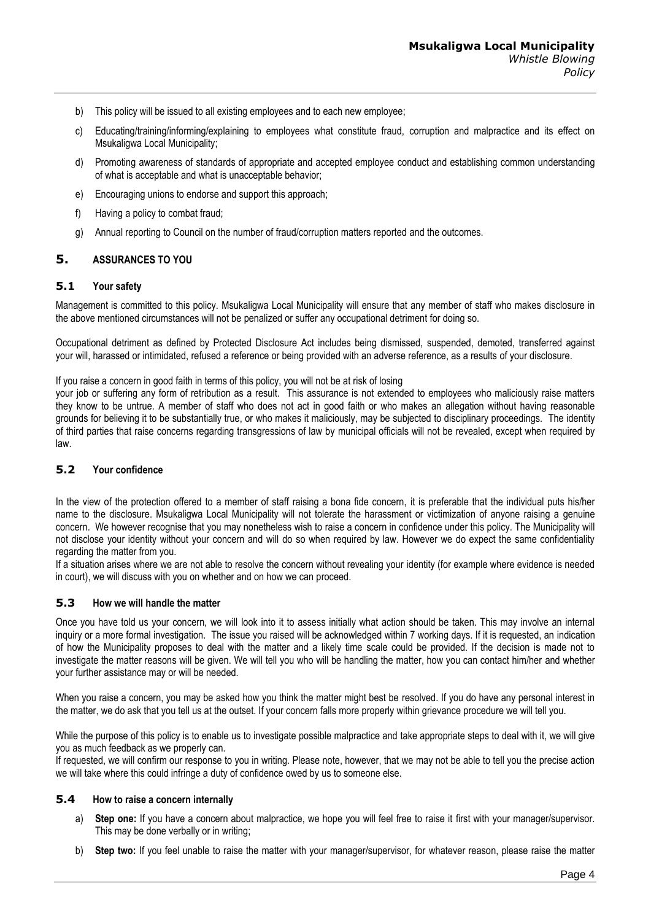b) This policy will be issued to all existing employees and to each new employee;

c) Educating/training/informing/explaining to employees what constitute fraud, corruption and malpractice and its effect on Msukaligwa Local Municipality;

d) Promoting awareness of standards of appropriate and accepted employee conduct and establishing common understanding of what is acceptable and what is unacceptable behavior;

e) Encouraging unions to endorse and support this approach;

f) Having a policy to combat fraud;

g) Annual reporting to Council on the number of fraud/corruption matters reported and the outcomes.

## 5. ASSURANCES TO YOU

### 5.1 Your safety

Management is committed to this policy. Msukaligwa Local Municipality will ensure that any member of staff who makes disclosure in the above mentioned circumstances will not be penalized or suffer any occupational detriment for doing so.

Occupational detriment as defined by Protected Disclosure Act includes being dismissed, suspended, demoted, transferred against your will, harassed or intimidated, refused a reference or being provided with an adverse reference, as a results of your disclosure.

If you raise a concern in good faith in terms of this policy, you will not be at risk of losing your job or suffering any form of retribution as a result. This assurance is not extended to employees who maliciously raise matters they know to be untrue. A member of staff who does not act in good faith or who makes an allegation without having reasonable grounds for believing it to be substantially true, or who makes it maliciously, may be subjected to disciplinary proceedings. The identity of third parties that raise concerns regarding transgressions of law by municipal officials will not be revealed, except when required by law.

### 5.2 Your confidence

In the view of the protection offered to a member of staff raising a bona fide concern, it is preferable that the individual puts his/her name to the disclosure. Msukaligwa Local Municipality will not tolerate the harassment or victimization of anyone raising a genuine concern. We however recognise that you may nonetheless wish to raise a concern in confidence under this policy. The Municipality will not disclose your identity without your concern and will do so when required by law. However we do expect the same confidentiality regarding the matter from you.

If a situation arises where we are not able to resolve the concern without revealing your identity (for example where evidence is needed in court), we will discuss with you on whether and on how we can proceed.

### 5.3 How we will handle the matter

Once you have told us your concern, we will look into it to assess initially what action should be taken. This may involve an internal inquiry or a more formal investigation. The issue you raised will be acknowledged within 7 working days. If it is requested, an indication of how the Municipality proposes to deal with the matter and a likely time scale could be provided. If the decision is made not to investigate the matter reasons will be given. We will tell you who will be handling the matter, how you can contact him/her and whether your further assistance may or will be needed.

When you raise a concern, you may be asked how you think the matter might best be resolved. If you do have any personal interest in the matter, we do ask that you tell us at the outset. If your concern falls more properly within grievance procedure we will tell you.

While the purpose of this policy is to enable us to investigate possible malpractice and take appropriate steps to deal with it, we will give you as much feedback as we properly can.

If requested, we will confirm our response to you in writing. Please note, however, that we may not be able to tell you the precise action we will take where this could infringe a duty of confidence owed by us to someone else.

### 5.4 How to raise a concern internally

a) **Step one:** If you have a concern about malpractice, we hope you will feel free to raise it first with your manager/supervisor. This may be done verbally or in writing;

b) **Step two:** If you feel unable to raise the matter with your manager/supervisor, for whatever reason, please raise the matter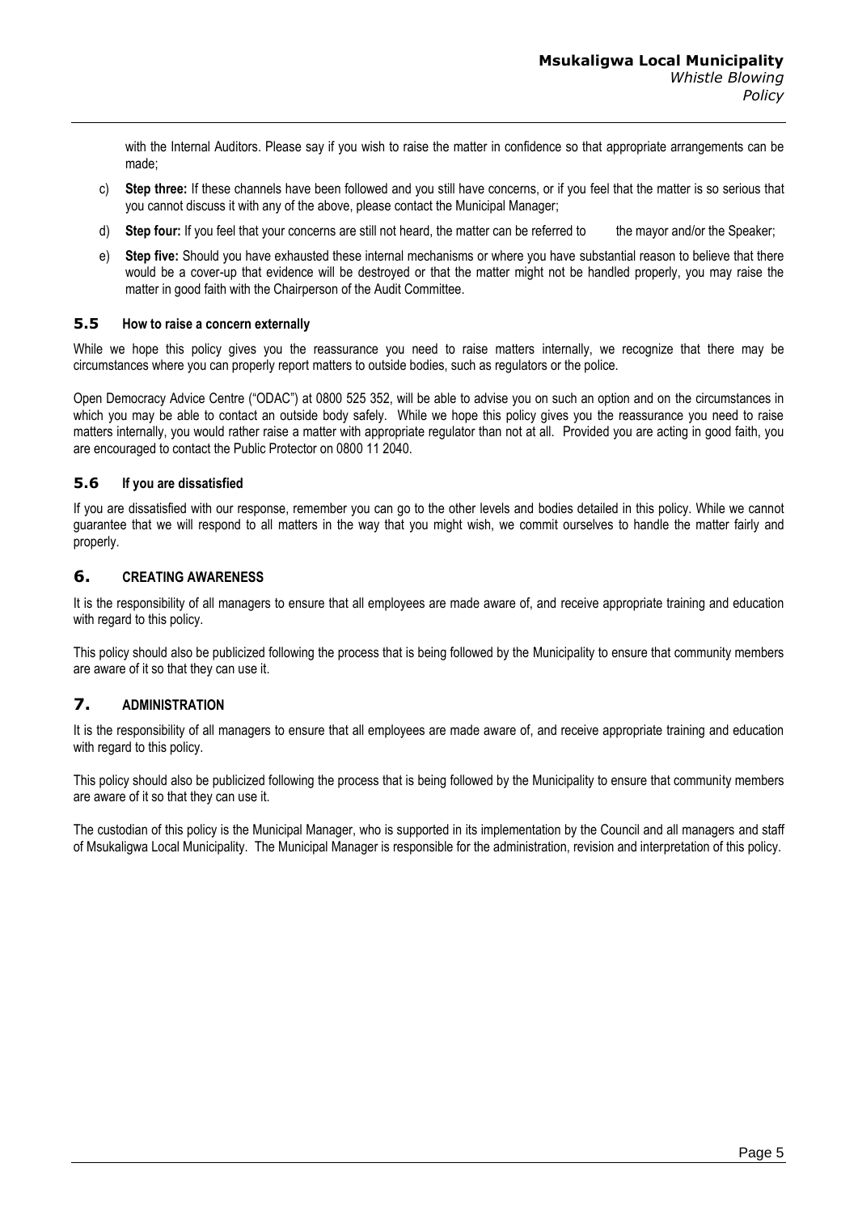with the Internal Auditors. Please say if you wish to raise the matter in confidence so that appropriate arrangements can be made;

c) **Step three:** If these channels have been followed and you still have concerns, or if you feel that the matter is so serious that you cannot discuss it with any of the above, please contact the Municipal Manager;

d) **Step four:** If you feel that your concerns are still not heard, the matter can be referred to the mayor and/or the Speaker;

e) **Step five:** Should you have exhausted these internal mechanisms or where you have substantial reason to believe that there would be a cover-up that evidence will be destroyed or that the matter might not be handled properly, you may raise the matter in good faith with the Chairperson of the Audit Committee.

### 5.5 How to raise a concern externally

While we hope this policy gives you the reassurance you need to raise matters internally, we recognize that there may be circumstances where you can properly report matters to outside bodies, such as regulators or the police.

Open Democracy Advice Centre ("ODAC") at 0800 525 352, will be able to advise you on such an option and on the circumstances in which you may be able to contact an outside body safely. While we hope this policy gives you the reassurance you need to raise matters internally, you would rather raise a matter with appropriate regulator than not at all. Provided you are acting in good faith, you are encouraged to contact the Public Protector on 0800 11 2040.

### 5.6 If you are dissatisfied

If you are dissatisfied with our response, remember you can go to the other levels and bodies detailed in this policy. While we cannot guarantee that we will respond to all matters in the way that you might wish, we commit ourselves to handle the matter fairly and properly.

## 6. CREATING AWARENESS

It is the responsibility of all managers to ensure that all employees are made aware of, and receive appropriate training and education with regard to this policy.

This policy should also be publicized following the process that is being followed by the Municipality to ensure that community members are aware of it so that they can use it.

## 7. ADMINISTRATION

It is the responsibility of all managers to ensure that all employees are made aware of, and receive appropriate training and education with regard to this policy.

This policy should also be publicized following the process that is being followed by the Municipality to ensure that community members are aware of it so that they can use it.

The custodian of this policy is the Municipal Manager, who is supported in its implementation by the Council and all managers and staff of Msukaligwa Local Municipality. The Municipal Manager is responsible for the administration, revision and interpretation of this policy.